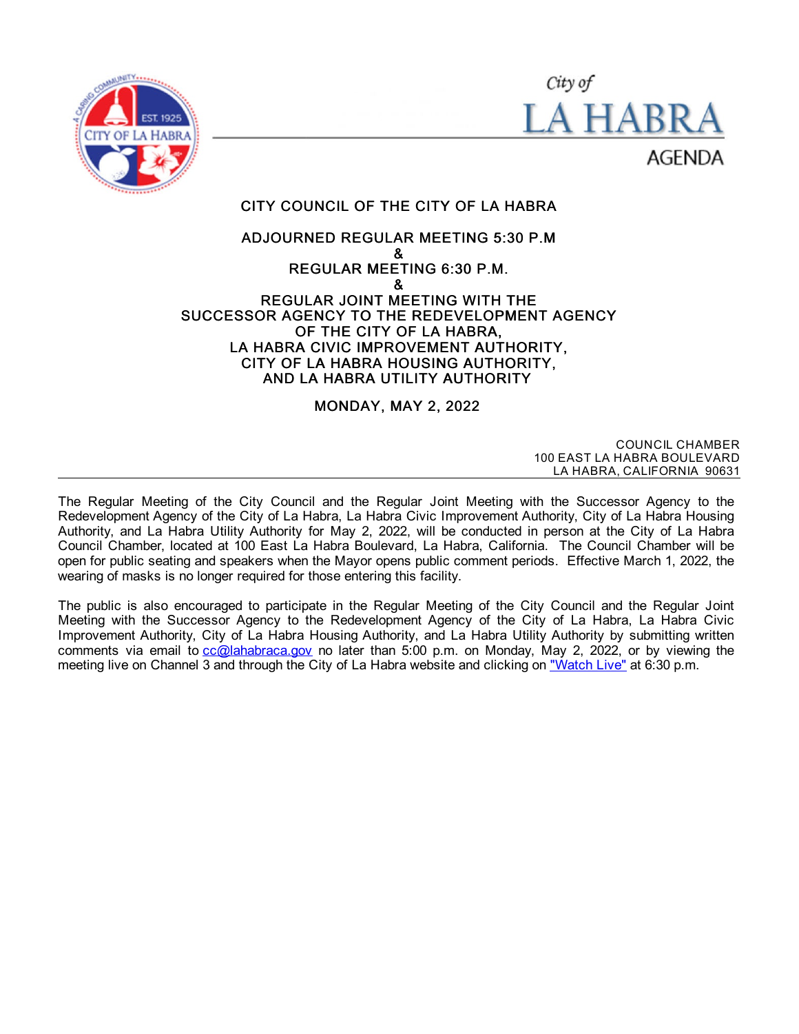City of

# LA HABRA

AGENDA

## CITY COUNCIL OF THE CITY OF LA HABRA

**ADJOURNED REGULAR MEETING 5:30 P.M**
**&**
**REGULAR MEETING 6:30 P.M.**
**&**
**REGULAR JOINT MEETING WITH THE SUCCESSOR AGENCY TO THE REDEVELOPMENT AGENCY OF THE CITY OF LA HABRA, LA HABRA CIVIC IMPROVEMENT AUTHORITY, CITY OF LA HABRA HOUSING AUTHORITY, AND LA HABRA UTILITY AUTHORITY**

**MONDAY, MAY 2, 2022**

COUNCIL CHAMBER
100 EAST LA HABRA BOULEVARD
LA HABRA, CALIFORNIA 90631

---

The Regular Meeting of the City Council and the Regular Joint Meeting with the Successor Agency to the Redevelopment Agency of the City of La Habra, La Habra Civic Improvement Authority, City of La Habra Housing Authority, and La Habra Utility Authority for May 2, 2022, will be conducted in person at the City of La Habra Council Chamber, located at 100 East La Habra Boulevard, La Habra, California. The Council Chamber will be open for public seating and speakers when the Mayor opens public comment periods. Effective March 1, 2022, the wearing of masks is no longer required for those entering this facility.

The public is also encouraged to participate in the Regular Meeting of the City Council and the Regular Joint Meeting with the Successor Agency to the Redevelopment Agency of the City of La Habra, La Habra Civic Improvement Authority, City of La Habra Housing Authority, and La Habra Utility Authority by submitting written comments via email to cc@lahabraca.gov no later than 5:00 p.m. on Monday, May 2, 2022, or by viewing the meeting live on Channel 3 and through the City of La Habra website and clicking on "Watch Live" at 6:30 p.m.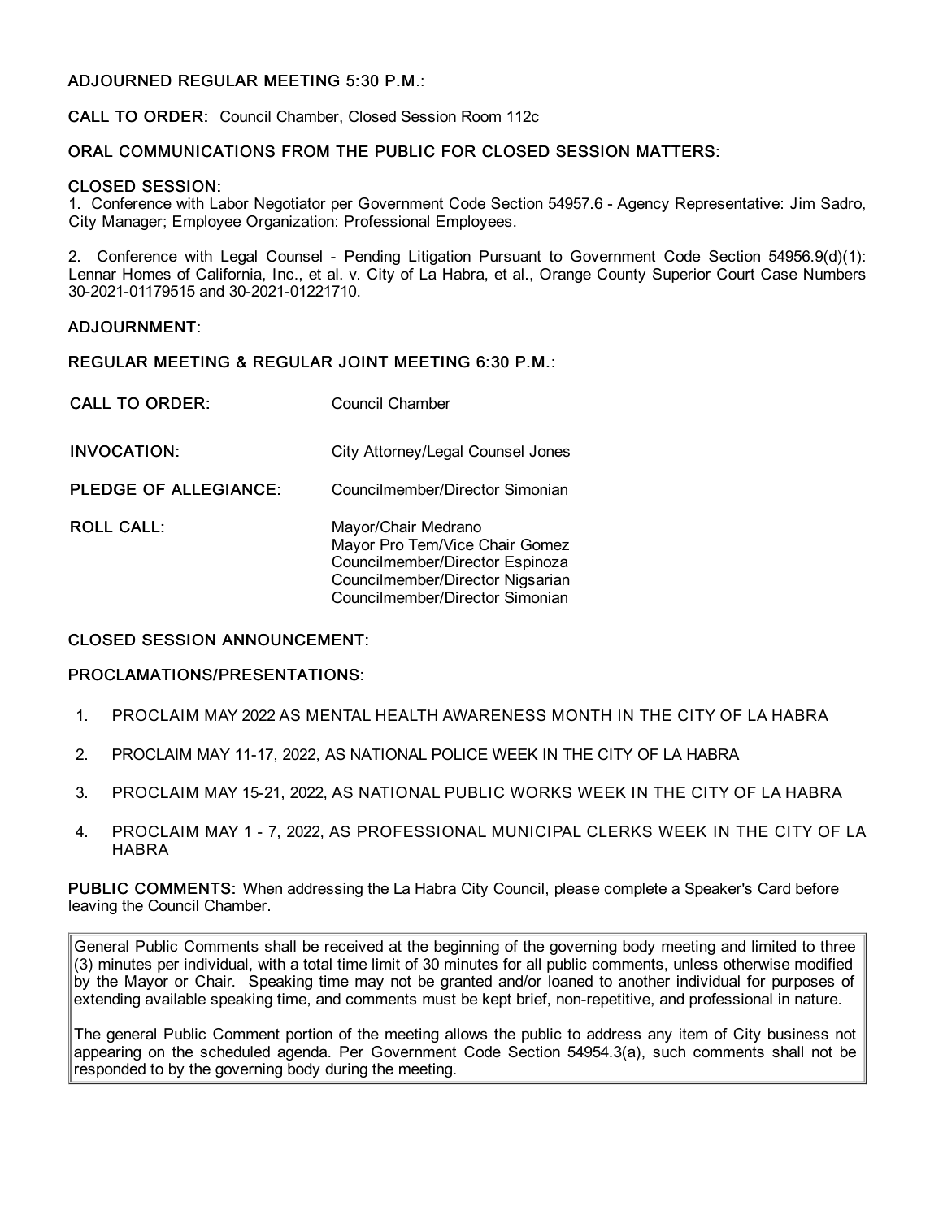**ADJOURNED REGULAR MEETING 5:30 P.M.**:

**CALL TO ORDER:** Council Chamber, Closed Session Room 112c

**ORAL COMMUNICATIONS FROM THE PUBLIC FOR CLOSED SESSION MATTERS:**

**CLOSED SESSION:**

1. Conference with Labor Negotiator per Government Code Section 54957.6 - Agency Representative: Jim Sadro, City Manager; Employee Organization: Professional Employees.

2. Conference with Legal Counsel - Pending Litigation Pursuant to Government Code Section 54956.9(d)(1): Lennar Homes of California, Inc., et al. v. City of La Habra, et al., Orange County Superior Court Case Numbers 30-2021-01179515 and 30-2021-01221710.

**ADJOURNMENT:**

**REGULAR MEETING & REGULAR JOINT MEETING 6:30 P.M.**:

**CALL TO ORDER:** Council Chamber

**INVOCATION:** City Attorney/Legal Counsel Jones

**PLEDGE OF ALLEGIANCE:** Councilmember/Director Simonian

**ROLL CALL:**
Mayor/Chair Medrano
Mayor Pro Tem/Vice Chair Gomez
Councilmember/Director Espinoza
Councilmember/Director Nigsarian
Councilmember/Director Simonian

**CLOSED SESSION ANNOUNCEMENT:**

**PROCLAMATIONS/PRESENTATIONS:**

1. PROCLAIM MAY 2022 AS MENTAL HEALTH AWARENESS MONTH IN THE CITY OF LA HABRA

2. PROCLAIM MAY 11-17, 2022, AS NATIONAL POLICE WEEK IN THE CITY OF LA HABRA

3. PROCLAIM MAY 15-21, 2022, AS NATIONAL PUBLIC WORKS WEEK IN THE CITY OF LA HABRA

4. PROCLAIM MAY 1 - 7, 2022, AS PROFESSIONAL MUNICIPAL CLERKS WEEK IN THE CITY OF LA HABRA

**PUBLIC COMMENTS:** When addressing the La Habra City Council, please complete a Speaker's Card before leaving the Council Chamber.

General Public Comments shall be received at the beginning of the governing body meeting and limited to three (3) minutes per individual, with a total time limit of 30 minutes for all public comments, unless otherwise modified by the Mayor or Chair. Speaking time may not be granted and/or loaned to another individual for purposes of extending available speaking time, and comments must be kept brief, non-repetitive, and professional in nature.

The general Public Comment portion of the meeting allows the public to address any item of City business not appearing on the scheduled agenda. Per Government Code Section 54954.3(a), such comments shall not be responded to by the governing body during the meeting.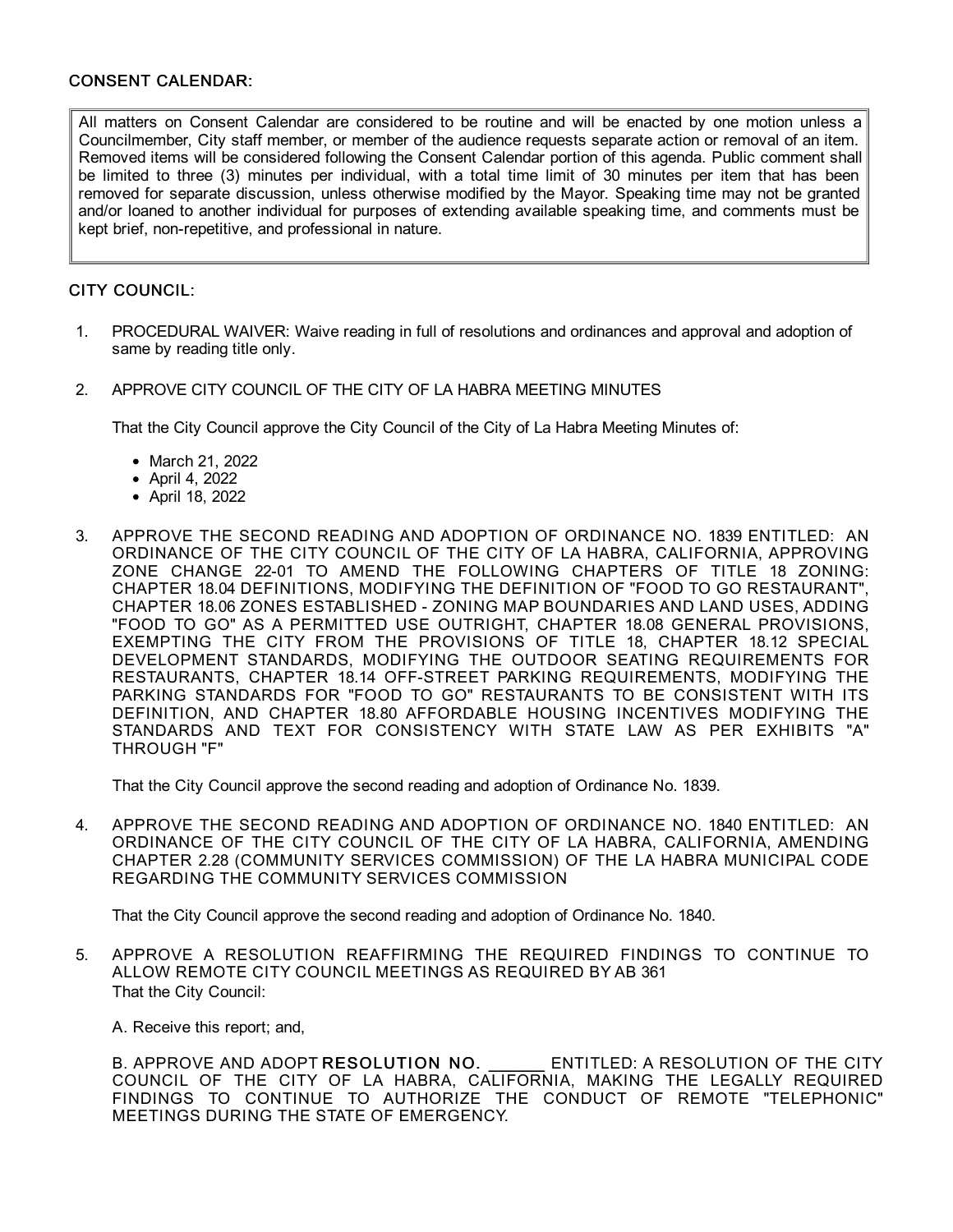## CONSENT CALENDAR:

> All matters on Consent Calendar are considered to be routine and will be enacted by one motion unless a Councilmember, City staff member, or member of the audience requests separate action or removal of an item. Removed items will be considered following the Consent Calendar portion of this agenda. Public comment shall be limited to three (3) minutes per individual, with a total time limit of 30 minutes per item that has been removed for separate discussion, unless otherwise modified by the Mayor. Speaking time may not be granted and/or loaned to another individual for purposes of extending available speaking time, and comments must be kept brief, non-repetitive, and professional in nature.

## CITY COUNCIL:

1. PROCEDURAL WAIVER: Waive reading in full of resolutions and ordinances and approval and adoption of same by reading title only.

2. APPROVE CITY COUNCIL OF THE CITY OF LA HABRA MEETING MINUTES

   That the City Council approve the City Council of the City of La Habra Meeting Minutes of:

   - March 21, 2022
   - April 4, 2022
   - April 18, 2022

3. APPROVE THE SECOND READING AND ADOPTION OF ORDINANCE NO. 1839 ENTITLED: AN ORDINANCE OF THE CITY COUNCIL OF THE CITY OF LA HABRA, CALIFORNIA, APPROVING ZONE CHANGE 22-01 TO AMEND THE FOLLOWING CHAPTERS OF TITLE 18 ZONING: CHAPTER 18.04 DEFINITIONS, MODIFYING THE DEFINITION OF "FOOD TO GO RESTAURANT", CHAPTER 18.06 ZONES ESTABLISHED - ZONING MAP BOUNDARIES AND LAND USES, ADDING "FOOD TO GO" AS A PERMITTED USE OUTRIGHT, CHAPTER 18.08 GENERAL PROVISIONS, EXEMPTING THE CITY FROM THE PROVISIONS OF TITLE 18, CHAPTER 18.12 SPECIAL DEVELOPMENT STANDARDS, MODIFYING THE OUTDOOR SEATING REQUIREMENTS FOR RESTAURANTS, CHAPTER 18.14 OFF-STREET PARKING REQUIREMENTS, MODIFYING THE PARKING STANDARDS FOR "FOOD TO GO" RESTAURANTS TO BE CONSISTENT WITH ITS DEFINITION, AND CHAPTER 18.80 AFFORDABLE HOUSING INCENTIVES MODIFYING THE STANDARDS AND TEXT FOR CONSISTENCY WITH STATE LAW AS PER EXHIBITS "A" THROUGH "F"

   That the City Council approve the second reading and adoption of Ordinance No. 1839.

4. APPROVE THE SECOND READING AND ADOPTION OF ORDINANCE NO. 1840 ENTITLED: AN ORDINANCE OF THE CITY COUNCIL OF THE CITY OF LA HABRA, CALIFORNIA, AMENDING CHAPTER 2.28 (COMMUNITY SERVICES COMMISSION) OF THE LA HABRA MUNICIPAL CODE REGARDING THE COMMUNITY SERVICES COMMISSION

   That the City Council approve the second reading and adoption of Ordinance No. 1840.

5. APPROVE A RESOLUTION REAFFIRMING THE REQUIRED FINDINGS TO CONTINUE TO ALLOW REMOTE CITY COUNCIL MEETINGS AS REQUIRED BY AB 361
   That the City Council:

   A. Receive this report; and,

   B. APPROVE AND ADOPT **RESOLUTION NO. ______** ENTITLED: A RESOLUTION OF THE CITY COUNCIL OF THE CITY OF LA HABRA, CALIFORNIA, MAKING THE LEGALLY REQUIRED FINDINGS TO CONTINUE TO AUTHORIZE THE CONDUCT OF REMOTE "TELEPHONIC" MEETINGS DURING THE STATE OF EMERGENCY.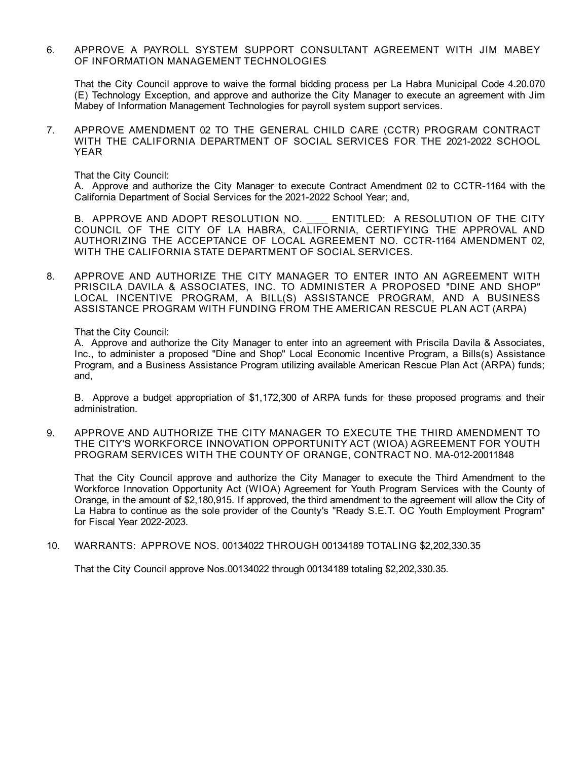6. APPROVE A PAYROLL SYSTEM SUPPORT CONSULTANT AGREEMENT WITH JIM MABEY OF INFORMATION MANAGEMENT TECHNOLOGIES

   That the City Council approve to waive the formal bidding process per La Habra Municipal Code 4.20.070 (E) Technology Exception, and approve and authorize the City Manager to execute an agreement with Jim Mabey of Information Management Technologies for payroll system support services.

7. APPROVE AMENDMENT 02 TO THE GENERAL CHILD CARE (CCTR) PROGRAM CONTRACT WITH THE CALIFORNIA DEPARTMENT OF SOCIAL SERVICES FOR THE 2021-2022 SCHOOL YEAR

   That the City Council:
   A. Approve and authorize the City Manager to execute Contract Amendment 02 to CCTR-1164 with the California Department of Social Services for the 2021-2022 School Year; and,

   B. APPROVE AND ADOPT RESOLUTION NO. ____ ENTITLED: A RESOLUTION OF THE CITY COUNCIL OF THE CITY OF LA HABRA, CALIFORNIA, CERTIFYING THE APPROVAL AND AUTHORIZING THE ACCEPTANCE OF LOCAL AGREEMENT NO. CCTR-1164 AMENDMENT 02, WITH THE CALIFORNIA STATE DEPARTMENT OF SOCIAL SERVICES.

8. APPROVE AND AUTHORIZE THE CITY MANAGER TO ENTER INTO AN AGREEMENT WITH PRISCILA DAVILA & ASSOCIATES, INC. TO ADMINISTER A PROPOSED "DINE AND SHOP" LOCAL INCENTIVE PROGRAM, A BILL(S) ASSISTANCE PROGRAM, AND A BUSINESS ASSISTANCE PROGRAM WITH FUNDING FROM THE AMERICAN RESCUE PLAN ACT (ARPA)

   That the City Council:
   A. Approve and authorize the City Manager to enter into an agreement with Priscila Davila & Associates, Inc., to administer a proposed "Dine and Shop" Local Economic Incentive Program, a Bills(s) Assistance Program, and a Business Assistance Program utilizing available American Rescue Plan Act (ARPA) funds; and,

   B. Approve a budget appropriation of $1,172,300 of ARPA funds for these proposed programs and their administration.

9. APPROVE AND AUTHORIZE THE CITY MANAGER TO EXECUTE THE THIRD AMENDMENT TO THE CITY'S WORKFORCE INNOVATION OPPORTUNITY ACT (WIOA) AGREEMENT FOR YOUTH PROGRAM SERVICES WITH THE COUNTY OF ORANGE, CONTRACT NO. MA-012-20011848

   That the City Council approve and authorize the City Manager to execute the Third Amendment to the Workforce Innovation Opportunity Act (WIOA) Agreement for Youth Program Services with the County of Orange, in the amount of $2,180,915. If approved, the third amendment to the agreement will allow the City of La Habra to continue as the sole provider of the County's "Ready S.E.T. OC Youth Employment Program" for Fiscal Year 2022-2023.

10. WARRANTS: APPROVE NOS. 00134022 THROUGH 00134189 TOTALING $2,202,330.35

    That the City Council approve Nos.00134022 through 00134189 totaling $2,202,330.35.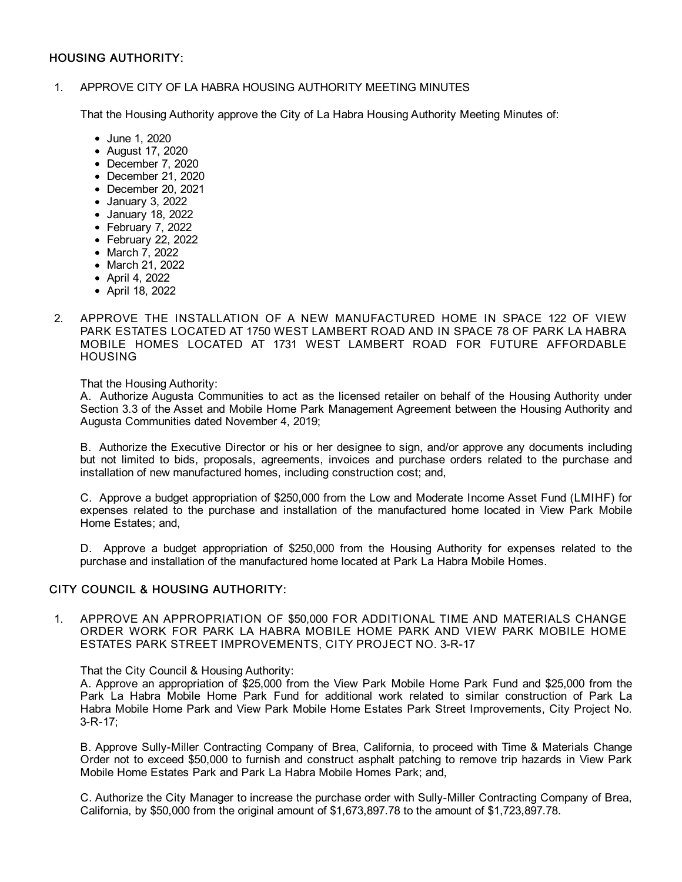## HOUSING AUTHORITY:

1. APPROVE CITY OF LA HABRA HOUSING AUTHORITY MEETING MINUTES

   That the Housing Authority approve the City of La Habra Housing Authority Meeting Minutes of:

   - June 1, 2020
   - August 17, 2020
   - December 7, 2020
   - December 21, 2020
   - December 20, 2021
   - January 3, 2022
   - January 18, 2022
   - February 7, 2022
   - February 22, 2022
   - March 7, 2022
   - March 21, 2022
   - April 4, 2022
   - April 18, 2022

2. APPROVE THE INSTALLATION OF A NEW MANUFACTURED HOME IN SPACE 122 OF VIEW PARK ESTATES LOCATED AT 1750 WEST LAMBERT ROAD AND IN SPACE 78 OF PARK LA HABRA MOBILE HOMES LOCATED AT 1731 WEST LAMBERT ROAD FOR FUTURE AFFORDABLE HOUSING

   That the Housing Authority:
   A. Authorize Augusta Communities to act as the licensed retailer on behalf of the Housing Authority under Section 3.3 of the Asset and Mobile Home Park Management Agreement between the Housing Authority and Augusta Communities dated November 4, 2019;

   B. Authorize the Executive Director or his or her designee to sign, and/or approve any documents including but not limited to bids, proposals, agreements, invoices and purchase orders related to the purchase and installation of new manufactured homes, including construction cost; and,

   C. Approve a budget appropriation of $250,000 from the Low and Moderate Income Asset Fund (LMIHF) for expenses related to the purchase and installation of the manufactured home located in View Park Mobile Home Estates; and,

   D. Approve a budget appropriation of $250,000 from the Housing Authority for expenses related to the purchase and installation of the manufactured home located at Park La Habra Mobile Homes.

## CITY COUNCIL & HOUSING AUTHORITY:

1. APPROVE AN APPROPRIATION OF $50,000 FOR ADDITIONAL TIME AND MATERIALS CHANGE ORDER WORK FOR PARK LA HABRA MOBILE HOME PARK AND VIEW PARK MOBILE HOME ESTATES PARK STREET IMPROVEMENTS, CITY PROJECT NO. 3-R-17

   That the City Council & Housing Authority:
   A. Approve an appropriation of $25,000 from the View Park Mobile Home Park Fund and $25,000 from the Park La Habra Mobile Home Park Fund for additional work related to similar construction of Park La Habra Mobile Home Park and View Park Mobile Home Estates Park Street Improvements, City Project No. 3-R-17;

   B. Approve Sully-Miller Contracting Company of Brea, California, to proceed with Time & Materials Change Order not to exceed $50,000 to furnish and construct asphalt patching to remove trip hazards in View Park Mobile Home Estates Park and Park La Habra Mobile Homes Park; and,

   C. Authorize the City Manager to increase the purchase order with Sully-Miller Contracting Company of Brea, California, by $50,000 from the original amount of $1,673,897.78 to the amount of $1,723,897.78.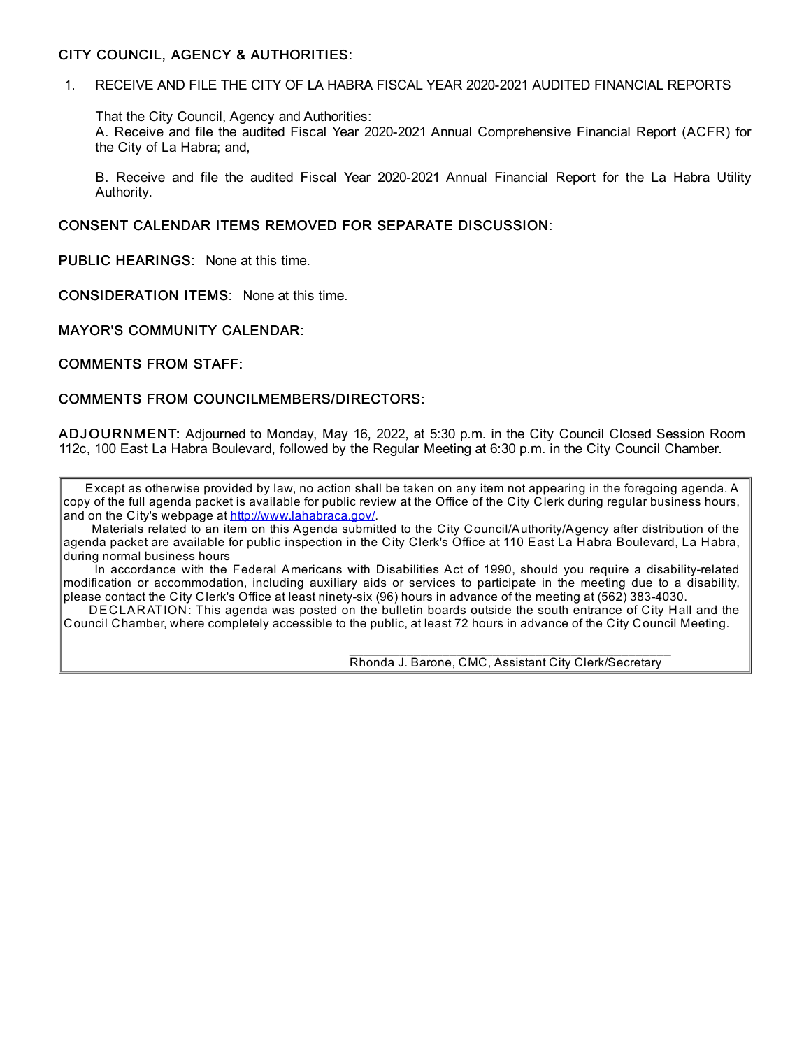## CITY COUNCIL, AGENCY & AUTHORITIES:

1. RECEIVE AND FILE THE CITY OF LA HABRA FISCAL YEAR 2020-2021 AUDITED FINANCIAL REPORTS

   That the City Council, Agency and Authorities:
   A. Receive and file the audited Fiscal Year 2020-2021 Annual Comprehensive Financial Report (ACFR) for the City of La Habra; and,

   B. Receive and file the audited Fiscal Year 2020-2021 Annual Financial Report for the La Habra Utility Authority.

## CONSENT CALENDAR ITEMS REMOVED FOR SEPARATE DISCUSSION:

**PUBLIC HEARINGS:** None at this time.

**CONSIDERATION ITEMS:** None at this time.

## MAYOR'S COMMUNITY CALENDAR:

## COMMENTS FROM STAFF:

## COMMENTS FROM COUNCILMEMBERS/DIRECTORS:

**ADJOURNMENT:** Adjourned to Monday, May 16, 2022, at 5:30 p.m. in the City Council Closed Session Room 112c, 100 East La Habra Boulevard, followed by the Regular Meeting at 6:30 p.m. in the City Council Chamber.

Except as otherwise provided by law, no action shall be taken on any item not appearing in the foregoing agenda. A copy of the full agenda packet is available for public review at the Office of the City Clerk during regular business hours, and on the City's webpage at http://www.lahabraca.gov/.

Materials related to an item on this Agenda submitted to the City Council/Authority/Agency after distribution of the agenda packet are available for public inspection in the City Clerk's Office at 110 East La Habra Boulevard, La Habra, during normal business hours

In accordance with the Federal Americans with Disabilities Act of 1990, should you require a disability-related modification or accommodation, including auxiliary aids or services to participate in the meeting due to a disability, please contact the City Clerk's Office at least ninety-six (96) hours in advance of the meeting at (562) 383-4030.

DECLARATION: This agenda was posted on the bulletin boards outside the south entrance of City Hall and the Council Chamber, where completely accessible to the public, at least 72 hours in advance of the City Council Meeting.

\_\_\_\_\_\_\_\_\_\_\_\_\_\_\_\_\_\_\_\_\_\_\_\_\_\_\_\_\_\_\_\_\_\_\_\_\_\_\_\_\_\_\_\_\_\_
Rhonda J. Barone, CMC, Assistant City Clerk/Secretary